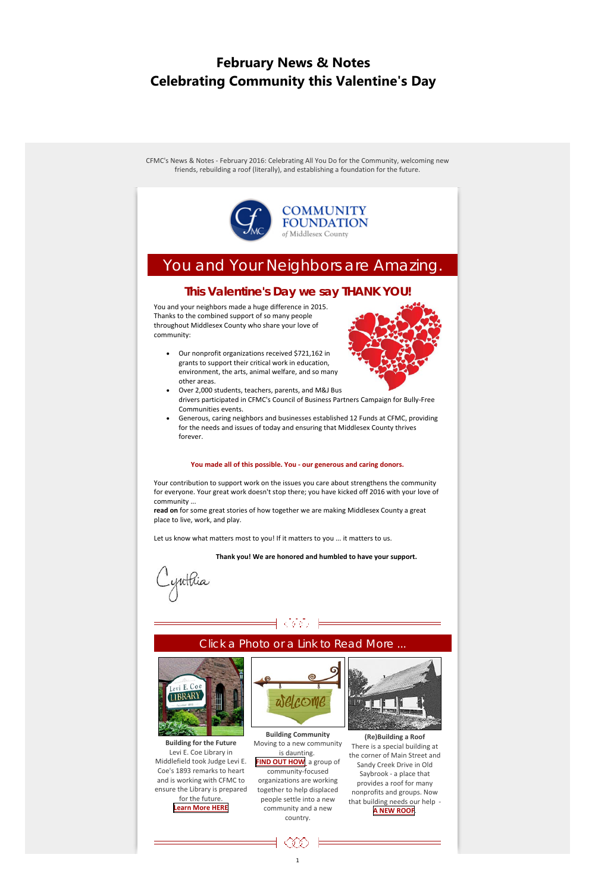# February News & Notes
# Celebrating Community this Valentine's Day

CFMC's News & Notes - February 2016: Celebrating All You Do for the Community, welcoming new friends, rebuilding a roof (literally), and establishing a foundation for the future.

COMMUNITY FOUNDATION of Middlesex County

## You and Your Neighbors are Amazing.

### This Valentine's Day we say THANK YOU!

You and your neighbors made a huge difference in 2015. Thanks to the combined support of so many people throughout Middlesex County who share your love of community:

- Our nonprofit organizations received $721,162 in grants to support their critical work in education, environment, the arts, animal welfare, and so many other areas.
- Over 2,000 students, teachers, parents, and M&J Bus drivers participated in CFMC's Council of Business Partners Campaign for Bully-Free Communities events.
- Generous, caring neighbors and businesses established 12 Funds at CFMC, providing for the needs and issues of today and ensuring that Middlesex County thrives forever.

**You made all of this possible. You - our generous and caring donors.**

Your contribution to support work on the issues you care about strengthens the community for everyone. Your great work doesn't stop there; you have kicked off 2016 with your love of community ...
**read on** for some great stories of how together we are making Middlesex County a great place to live, work, and play.

Let us know what matters most to you! If it matters to you ... it matters to us.

**Thank you! We are honored and humbled to have your support.**

Cynthia

## Click a Photo or a Link to Read More ...

**Building for the Future**
Levi E. Coe Library in Middlefield took Judge Levi E. Coe's 1893 remarks to heart and is working with CFMC to ensure the Library is prepared for the future.
**Learn More HERE**

**Building Community**
Moving to a new community is daunting. **FIND OUT HOW** a group of community-focused organizations are working together to help displaced people settle into a new community and a new country.

**(Re)Building a Roof**
There is a special building at the corner of Main Street and Sandy Creek Drive in Old Saybrook - a place that provides a roof for many nonprofits and groups. Now that building needs our help - **A NEW ROOF**.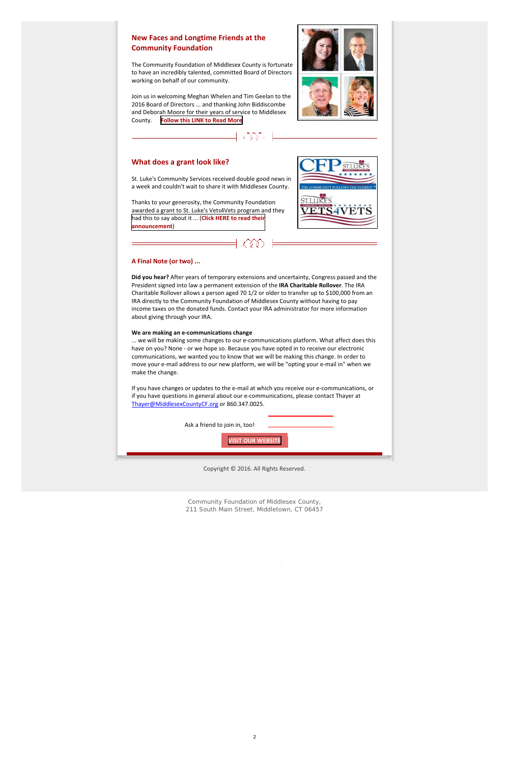## New Faces and Longtime Friends at the Community Foundation

The Community Foundation of Middlesex County is fortunate to have an incredibly talented, committed Board of Directors working on behalf of our community.

Join us in welcoming Meghan Whelen and Tim Geelan to the 2016 Board of Directors ... and thanking John Biddiscombe and Deborah Moore for their years of service to Middlesex County. **Follow this LINK to Read More**

## What does a grant look like?

St. Luke's Community Services received double good news in a week and couldn't wait to share it with Middlesex County.

Thanks to your generosity, the Community Foundation awarded a grant to St. Luke's Vets4Vets program and they had this to say about it ... (**Click HERE to read their announcement**)

### A Final Note (or two) ...

**Did you hear?** After years of temporary extensions and uncertainty, Congress passed and the President signed into law a permanent extension of the **IRA Charitable Rollover**. The IRA Charitable Rollover allows a person aged 70 1/2 or older to transfer up to $100,000 from an IRA directly to the Community Foundation of Middlesex County without having to pay income taxes on the donated funds. Contact your IRA administrator for more information about giving through your IRA.

**We are making an e-communications change**

... we will be making some changes to our e-communications platform. What affect does this have on you? None - or we hope so. Because you have opted in to receive our electronic communications, we wanted you to know that we will be making this change. In order to move your e-mail address to our new platform, we will be "opting your e-mail in" when we make the change.

If you have changes or updates to the e-mail at which you receive our e-communications, or if you have questions in general about our e-communications, please contact Thayer at Thayer@MiddlesexCountyCF.org or 860.347.0025.

Ask a friend to join in, too!

**VISIT OUR WEBSITE**

Copyright © 2016. All Rights Reserved.

Community Foundation of Middlesex County,
211 South Main Street, Middletown, CT 06457